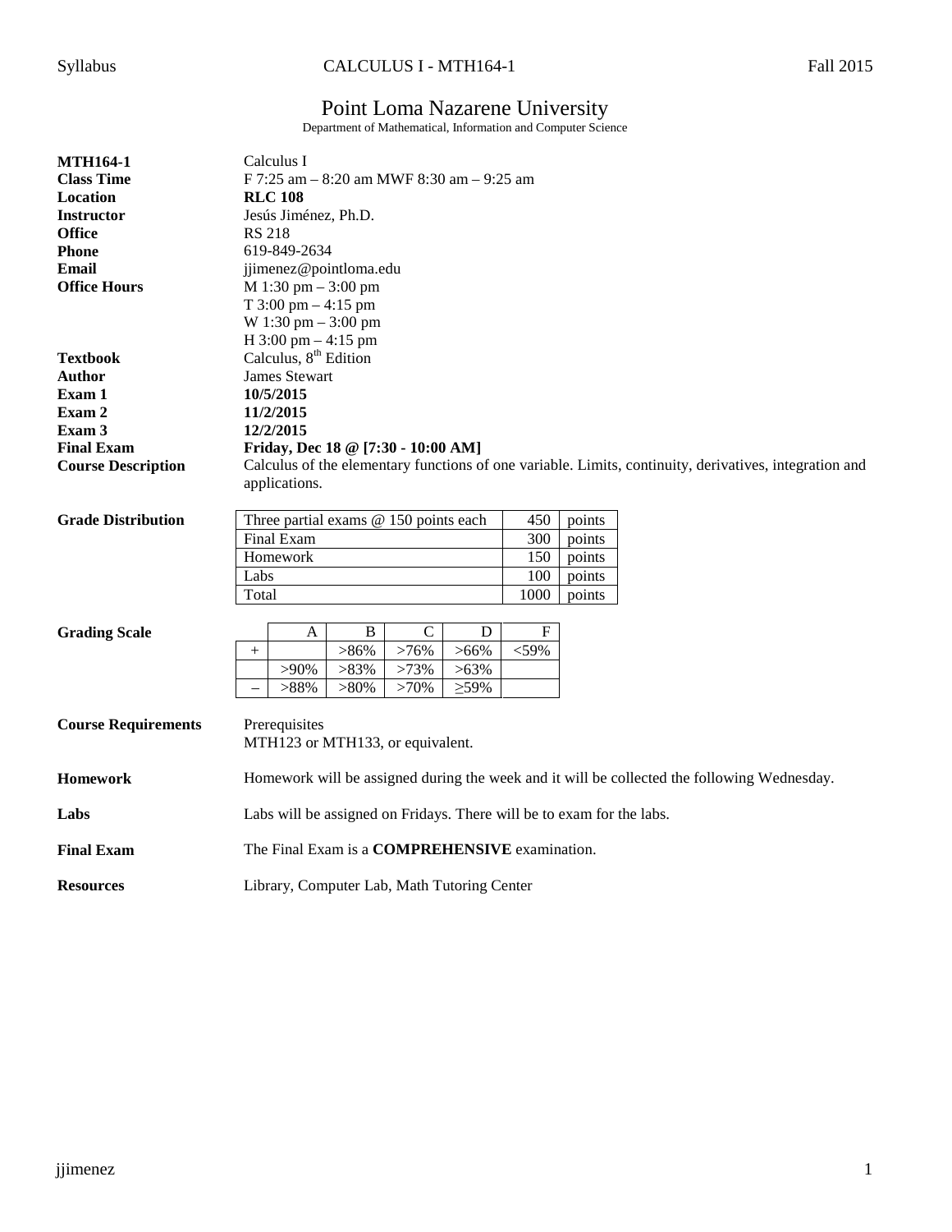Syllabus CALCULUS I - MTH164-1 Fall 2015

# Point Loma Nazarene University

Department of Mathematical, Information and Computer Science

| | |
|---|---|
| **MTH164-1** | Calculus I |
| **Class Time** | F 7:25 am – 8:20 am MWF 8:30 am – 9:25 am |
| **Location** | **RLC 108** |
| **Instructor** | Jesús Jiménez, Ph.D. |
| **Office** | RS 218 |
| **Phone** | 619-849-2634 |
| **Email** | jjimenez@pointloma.edu |
| **Office Hours** | M 1:30 pm – 3:00 pm<br>T 3:00 pm – 4:15 pm<br>W 1:30 pm – 3:00 pm<br>H 3:00 pm – 4:15 pm |
| **Textbook** | Calculus, 8th Edition |
| **Author** | James Stewart |
| **Exam 1** | **10/5/2015** |
| **Exam 2** | **11/2/2015** |
| **Exam 3** | **12/2/2015** |
| **Final Exam** | **Friday, Dec 18 @ [7:30 - 10:00 AM]** |
| **Course Description** | Calculus of the elementary functions of one variable. Limits, continuity, derivatives, integration and applications. |

**Grade Distribution**

| Item | Points | |
|---|---|---|
| Three partial exams @ 150 points each | 450 | points |
| Final Exam | 300 | points |
| Homework | 150 | points |
| Labs | 100 | points |
| Total | 1000 | points |

**Grading Scale**

| | A | B | C | D | F |
|---|---|---|---|---|---|
| + | | >86% | >76% | >66% | <59% |
| | >90% | >83% | >73% | >63% | |
| – | >88% | >80% | >70% | ≥59% | |

**Course Requirements**

Prerequisites
MTH123 or MTH133, or equivalent.

**Homework**

Homework will be assigned during the week and it will be collected the following Wednesday.

**Labs**

Labs will be assigned on Fridays. There will be to exam for the labs.

**Final Exam**

The Final Exam is a **COMPREHENSIVE** examination.

**Resources**

Library, Computer Lab, Math Tutoring Center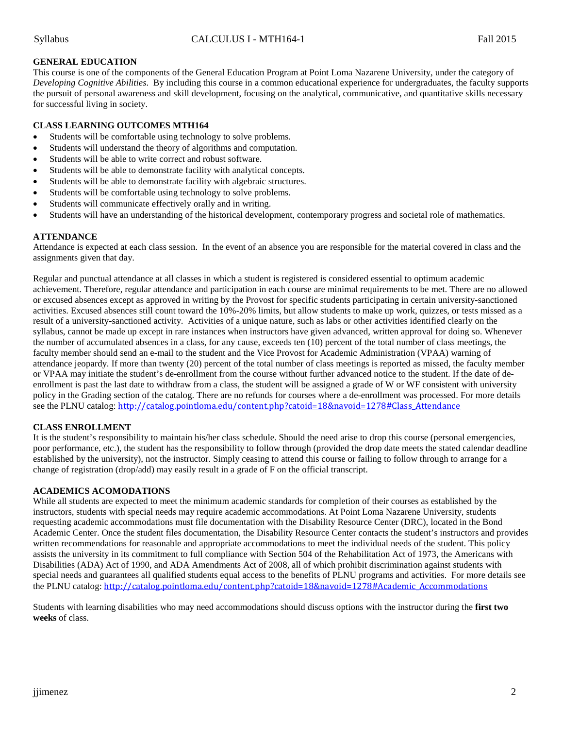## GENERAL EDUCATION

This course is one of the components of the General Education Program at Point Loma Nazarene University, under the category of *Developing Cognitive Abilities*. By including this course in a common educational experience for undergraduates, the faculty supports the pursuit of personal awareness and skill development, focusing on the analytical, communicative, and quantitative skills necessary for successful living in society.

## CLASS LEARNING OUTCOMES MTH164

- Students will be comfortable using technology to solve problems.
- Students will understand the theory of algorithms and computation.
- Students will be able to write correct and robust software.
- Students will be able to demonstrate facility with analytical concepts.
- Students will be able to demonstrate facility with algebraic structures.
- Students will be comfortable using technology to solve problems.
- Students will communicate effectively orally and in writing.
- Students will have an understanding of the historical development, contemporary progress and societal role of mathematics.

## ATTENDANCE

Attendance is expected at each class session. In the event of an absence you are responsible for the material covered in class and the assignments given that day.

Regular and punctual attendance at all classes in which a student is registered is considered essential to optimum academic achievement. Therefore, regular attendance and participation in each course are minimal requirements to be met. There are no allowed or excused absences except as approved in writing by the Provost for specific students participating in certain university-sanctioned activities. Excused absences still count toward the 10%-20% limits, but allow students to make up work, quizzes, or tests missed as a result of a university-sanctioned activity. Activities of a unique nature, such as labs or other activities identified clearly on the syllabus, cannot be made up except in rare instances when instructors have given advanced, written approval for doing so. Whenever the number of accumulated absences in a class, for any cause, exceeds ten (10) percent of the total number of class meetings, the faculty member should send an e-mail to the student and the Vice Provost for Academic Administration (VPAA) warning of attendance jeopardy. If more than twenty (20) percent of the total number of class meetings is reported as missed, the faculty member or VPAA may initiate the student's de-enrollment from the course without further advanced notice to the student. If the date of de-enrollment is past the last date to withdraw from a class, the student will be assigned a grade of W or WF consistent with university policy in the Grading section of the catalog. There are no refunds for courses where a de-enrollment was processed. For more details see the PLNU catalog: http://catalog.pointloma.edu/content.php?catoid=18&navoid=1278#Class_Attendance

## CLASS ENROLLMENT

It is the student's responsibility to maintain his/her class schedule. Should the need arise to drop this course (personal emergencies, poor performance, etc.), the student has the responsibility to follow through (provided the drop date meets the stated calendar deadline established by the university), not the instructor. Simply ceasing to attend this course or failing to follow through to arrange for a change of registration (drop/add) may easily result in a grade of F on the official transcript.

## ACADEMICS ACOMODATIONS

While all students are expected to meet the minimum academic standards for completion of their courses as established by the instructors, students with special needs may require academic accommodations. At Point Loma Nazarene University, students requesting academic accommodations must file documentation with the Disability Resource Center (DRC), located in the Bond Academic Center. Once the student files documentation, the Disability Resource Center contacts the student's instructors and provides written recommendations for reasonable and appropriate accommodations to meet the individual needs of the student. This policy assists the university in its commitment to full compliance with Section 504 of the Rehabilitation Act of 1973, the Americans with Disabilities (ADA) Act of 1990, and ADA Amendments Act of 2008, all of which prohibit discrimination against students with special needs and guarantees all qualified students equal access to the benefits of PLNU programs and activities. For more details see the PLNU catalog: http://catalog.pointloma.edu/content.php?catoid=18&navoid=1278#Academic_Accommodations

Students with learning disabilities who may need accommodations should discuss options with the instructor during the **first two weeks** of class.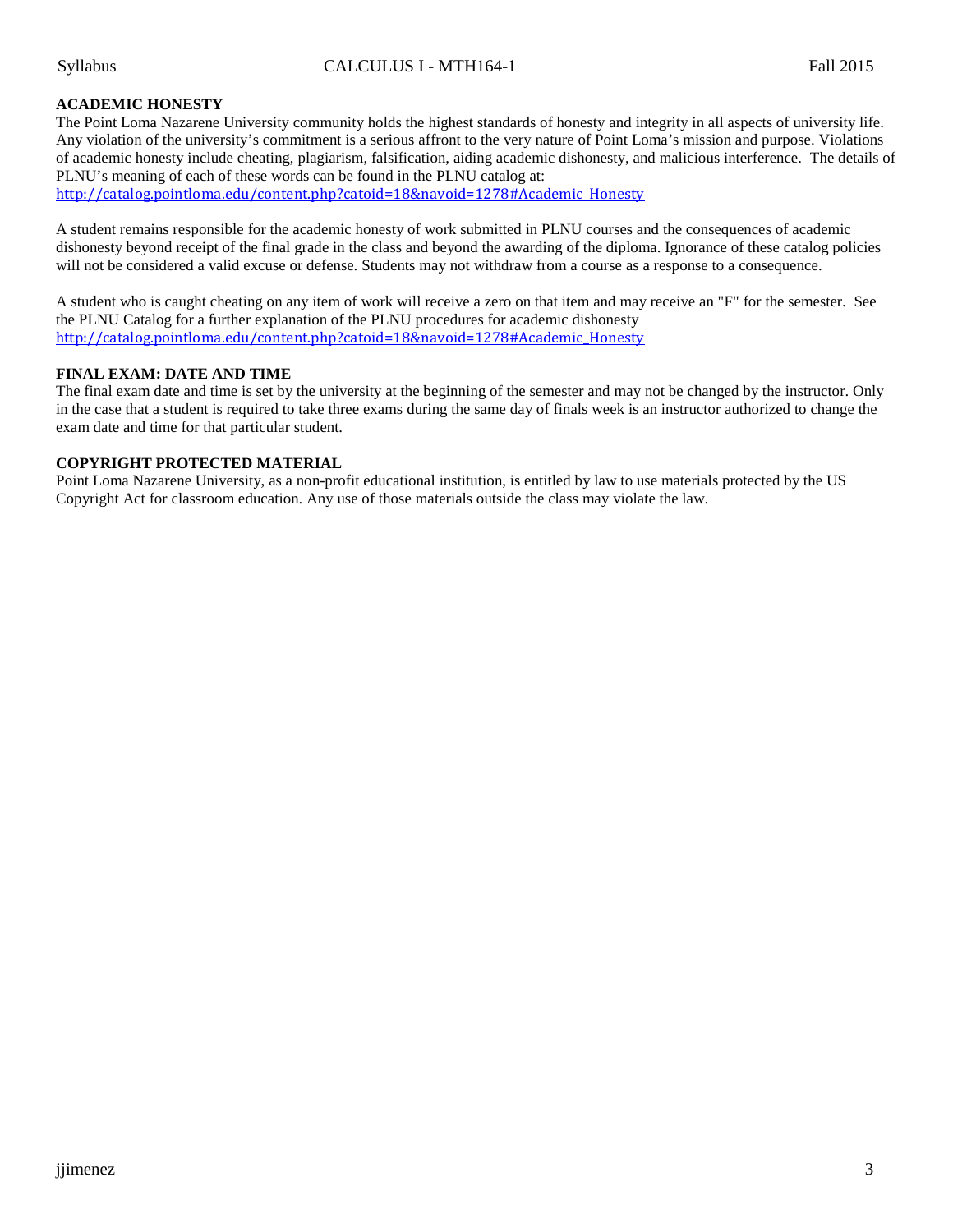**ACADEMIC HONESTY**

The Point Loma Nazarene University community holds the highest standards of honesty and integrity in all aspects of university life. Any violation of the university's commitment is a serious affront to the very nature of Point Loma's mission and purpose. Violations of academic honesty include cheating, plagiarism, falsification, aiding academic dishonesty, and malicious interference. The details of PLNU's meaning of each of these words can be found in the PLNU catalog at:
http://catalog.pointloma.edu/content.php?catoid=18&navoid=1278#Academic_Honesty

A student remains responsible for the academic honesty of work submitted in PLNU courses and the consequences of academic dishonesty beyond receipt of the final grade in the class and beyond the awarding of the diploma. Ignorance of these catalog policies will not be considered a valid excuse or defense. Students may not withdraw from a course as a response to a consequence.

A student who is caught cheating on any item of work will receive a zero on that item and may receive an "F" for the semester. See the PLNU Catalog for a further explanation of the PLNU procedures for academic dishonesty
http://catalog.pointloma.edu/content.php?catoid=18&navoid=1278#Academic_Honesty

**FINAL EXAM: DATE AND TIME**

The final exam date and time is set by the university at the beginning of the semester and may not be changed by the instructor. Only in the case that a student is required to take three exams during the same day of finals week is an instructor authorized to change the exam date and time for that particular student.

**COPYRIGHT PROTECTED MATERIAL**

Point Loma Nazarene University, as a non-profit educational institution, is entitled by law to use materials protected by the US Copyright Act for classroom education. Any use of those materials outside the class may violate the law.